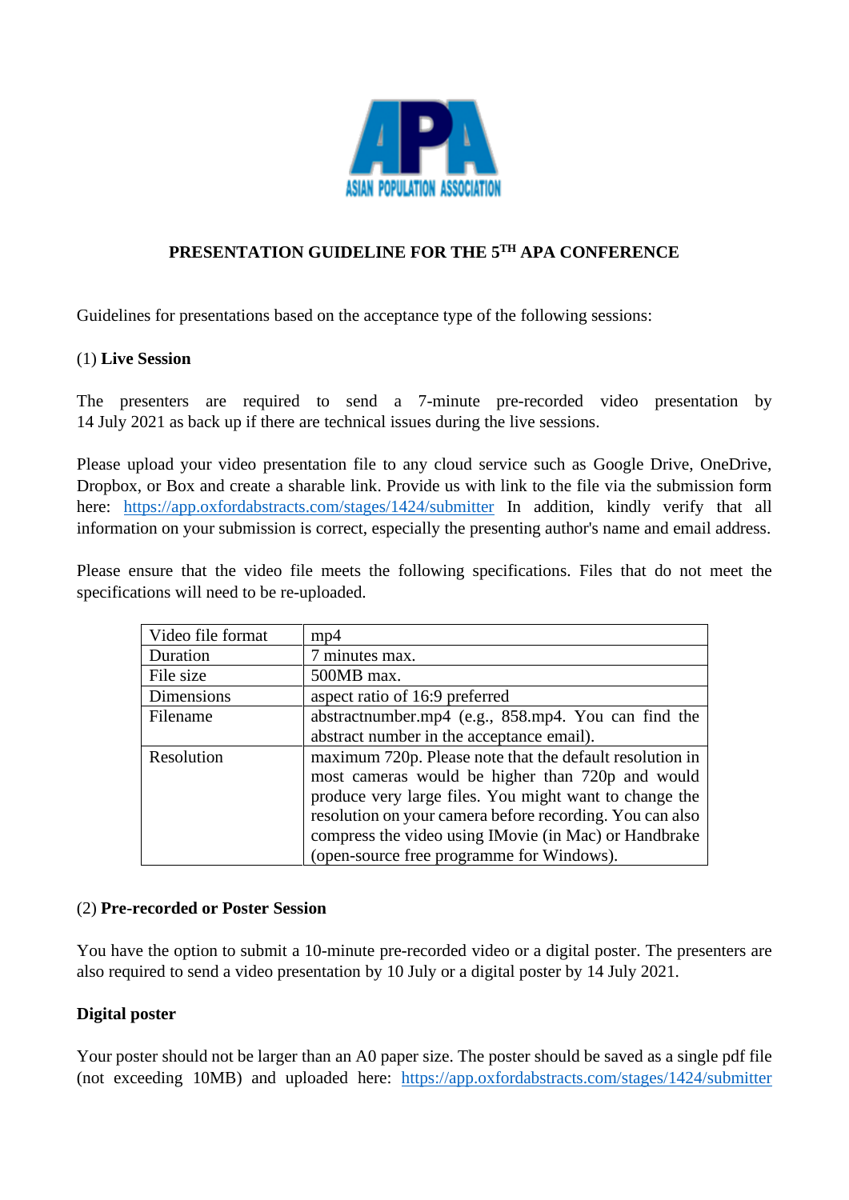# PRESENTATION GUIDELINE FOR THE 5TH APA CONFERENCE

Guidelines for presentations based on the acceptance type of the following sessions:

(1) **Live Session**

The presenters are required to send a 7-minute pre-recorded video presentation by 14 July 2021 as back up if there are technical issues during the live sessions.

Please upload your video presentation file to any cloud service such as Google Drive, OneDrive, Dropbox, or Box and create a sharable link. Provide us with link to the file via the submission form here: https://app.oxfordabstracts.com/stages/1424/submitter In addition, kindly verify that all information on your submission is correct, especially the presenting author's name and email address.

Please ensure that the video file meets the following specifications. Files that do not meet the specifications will need to be re-uploaded.

| | |
|---|---|
| Video file format | mp4 |
| Duration | 7 minutes max. |
| File size | 500MB max. |
| Dimensions | aspect ratio of 16:9 preferred |
| Filename | abstractnumber.mp4 (e.g., 858.mp4. You can find the abstract number in the acceptance email). |
| Resolution | maximum 720p. Please note that the default resolution in most cameras would be higher than 720p and would produce very large files. You might want to change the resolution on your camera before recording. You can also compress the video using IMovie (in Mac) or Handbrake (open-source free programme for Windows). |

(2) **Pre-recorded or Poster Session**

You have the option to submit a 10-minute pre-recorded video or a digital poster. The presenters are also required to send a video presentation by 10 July or a digital poster by 14 July 2021.

**Digital poster**

Your poster should not be larger than an A0 paper size. The poster should be saved as a single pdf file (not exceeding 10MB) and uploaded here: https://app.oxfordabstracts.com/stages/1424/submitter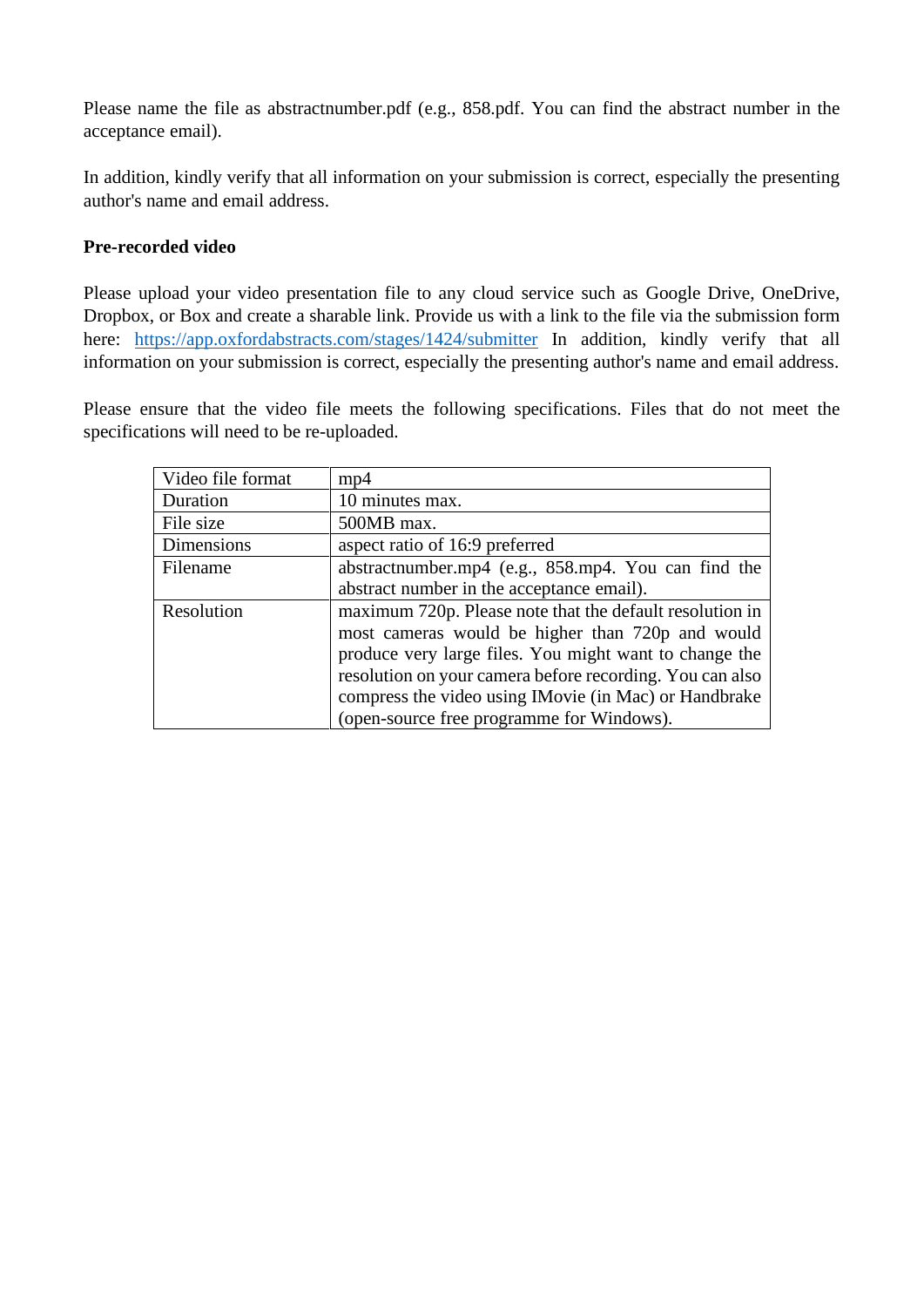Please name the file as abstractnumber.pdf (e.g., 858.pdf. You can find the abstract number in the acceptance email).

In addition, kindly verify that all information on your submission is correct, especially the presenting author's name and email address.

**Pre-recorded video**

Please upload your video presentation file to any cloud service such as Google Drive, OneDrive, Dropbox, or Box and create a sharable link. Provide us with a link to the file via the submission form here: [https://app.oxfordabstracts.com/stages/1424/submitter](https://app.oxfordabstracts.com/stages/1424/submitter) In addition, kindly verify that all information on your submission is correct, especially the presenting author's name and email address.

Please ensure that the video file meets the following specifications. Files that do not meet the specifications will need to be re-uploaded.

| | |
|---|---|
| Video file format | mp4 |
| Duration | 10 minutes max. |
| File size | 500MB max. |
| Dimensions | aspect ratio of 16:9 preferred |
| Filename | abstractnumber.mp4 (e.g., 858.mp4. You can find the abstract number in the acceptance email). |
| Resolution | maximum 720p. Please note that the default resolution in most cameras would be higher than 720p and would produce very large files. You might want to change the resolution on your camera before recording. You can also compress the video using IMovie (in Mac) or Handbrake (open-source free programme for Windows). |